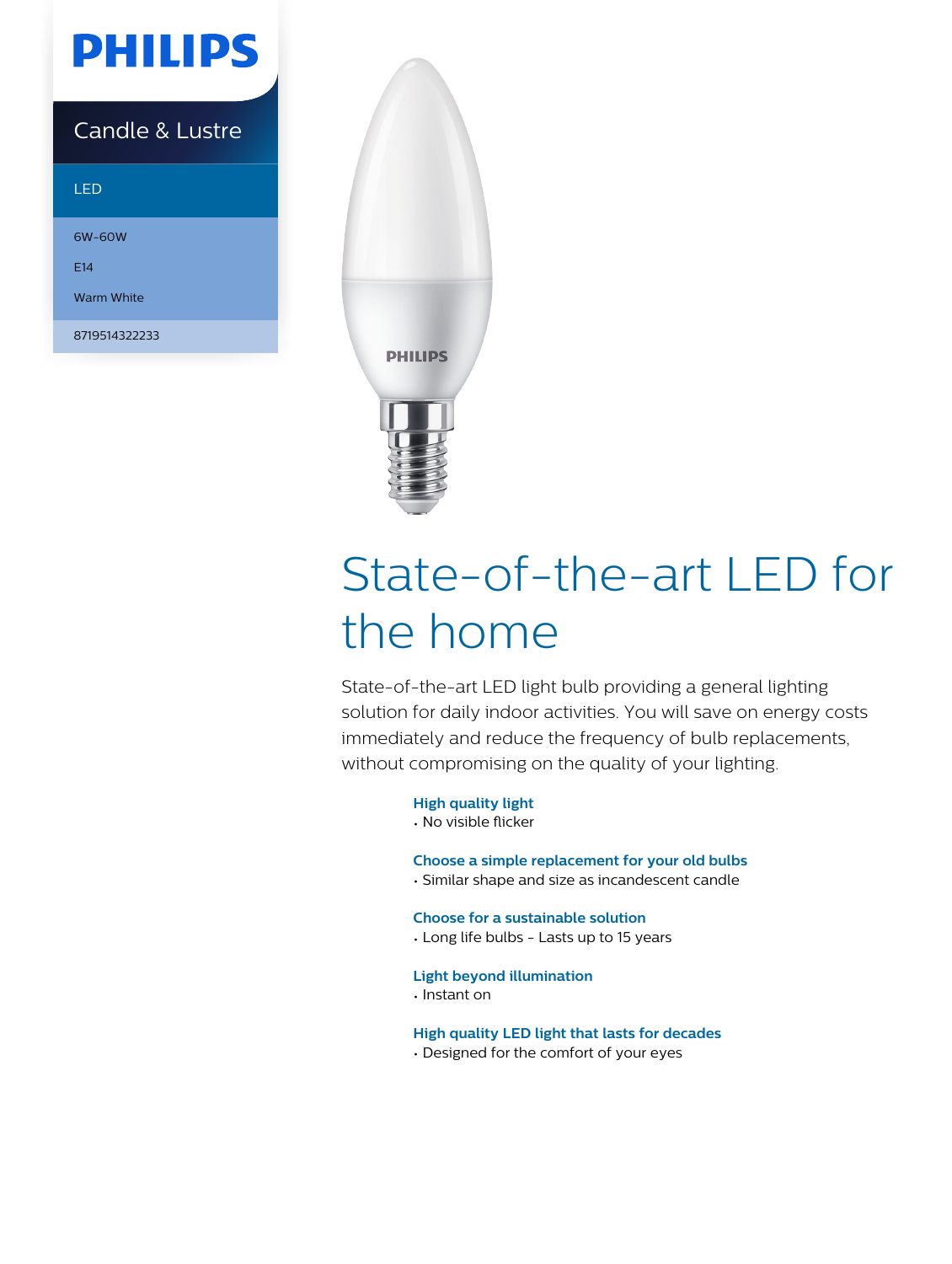PHILIPS

Candle & Lustre

LED

6W-60W

E14

Warm White

8719514322233

# State-of-the-art LED for the home

State-of-the-art LED light bulb providing a general lighting solution for daily indoor activities. You will save on energy costs immediately and reduce the frequency of bulb replacements, without compromising on the quality of your lighting.

**High quality light**
- No visible flicker

**Choose a simple replacement for your old bulbs**
- Similar shape and size as incandescent candle

**Choose for a sustainable solution**
- Long life bulbs - Lasts up to 15 years

**Light beyond illumination**
- Instant on

**High quality LED light that lasts for decades**
- Designed for the comfort of your eyes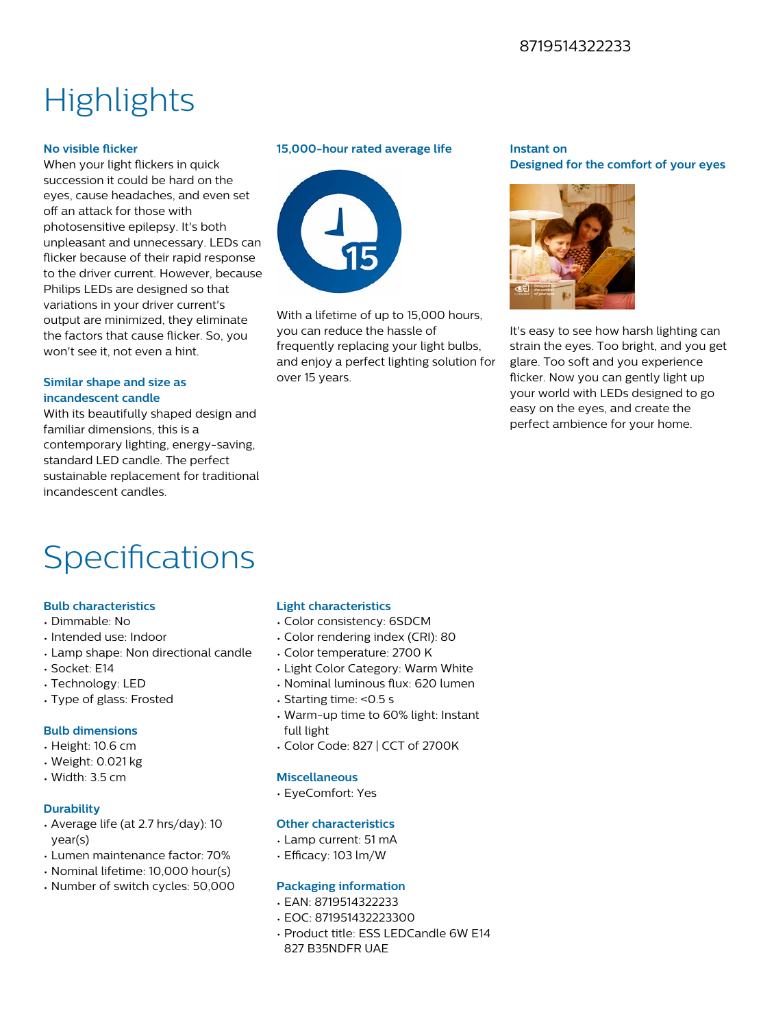8719514322233

# Highlights

### No visible flicker

When your light flickers in quick succession it could be hard on the eyes, cause headaches, and even set off an attack for those with photosensitive epilepsy. It's both unpleasant and unnecessary. LEDs can flicker because of their rapid response to the driver current. However, because Philips LEDs are designed so that variations in your driver current's output are minimized, they eliminate the factors that cause flicker. So, you won't see it, not even a hint.

### Similar shape and size as incandescent candle

With its beautifully shaped design and familiar dimensions, this is a contemporary lighting, energy-saving, standard LED candle. The perfect sustainable replacement for traditional incandescent candles.

### 15,000-hour rated average life

With a lifetime of up to 15,000 hours, you can reduce the hassle of frequently replacing your light bulbs, and enjoy a perfect lighting solution for over 15 years.

### Instant on

### Designed for the comfort of your eyes

It's easy to see how harsh lighting can strain the eyes. Too bright, and you get glare. Too soft and you experience flicker. Now you can gently light up your world with LEDs designed to go easy on the eyes, and create the perfect ambience for your home.

# Specifications

### Bulb characteristics

- Dimmable: No
- Intended use: Indoor
- Lamp shape: Non directional candle
- Socket: E14
- Technology: LED
- Type of glass: Frosted

### Bulb dimensions

- Height: 10.6 cm
- Weight: 0.021 kg
- Width: 3.5 cm

### Durability

- Average life (at 2.7 hrs/day): 10 year(s)
- Lumen maintenance factor: 70%
- Nominal lifetime: 10,000 hour(s)
- Number of switch cycles: 50,000

### Light characteristics

- Color consistency: 6SDCM
- Color rendering index (CRI): 80
- Color temperature: 2700 K
- Light Color Category: Warm White
- Nominal luminous flux: 620 lumen
- Starting time: <0.5 s
- Warm-up time to 60% light: Instant full light
- Color Code: 827 | CCT of 2700K

### Miscellaneous

- EyeComfort: Yes

### Other characteristics

- Lamp current: 51 mA
- Efficacy: 103 lm/W

### Packaging information

- EAN: 8719514322233
- EOC: 871951432223300
- Product title: ESS LEDCandle 6W E14 827 B35NDFR UAE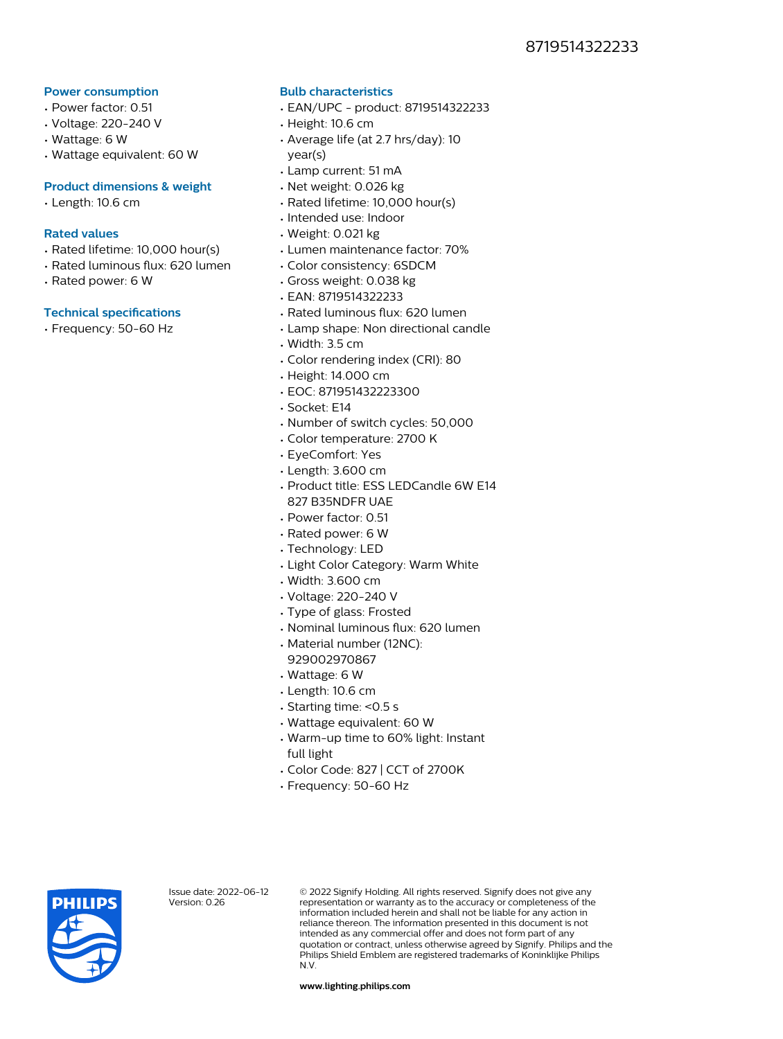8719514322233

## Power consumption

- Power factor: 0.51
- Voltage: 220-240 V
- Wattage: 6 W
- Wattage equivalent: 60 W

## Product dimensions & weight

- Length: 10.6 cm

## Rated values

- Rated lifetime: 10,000 hour(s)
- Rated luminous flux: 620 lumen
- Rated power: 6 W

## Technical specifications

- Frequency: 50-60 Hz

## Bulb characteristics

- EAN/UPC - product: 8719514322233
- Height: 10.6 cm
- Average life (at 2.7 hrs/day): 10 year(s)
- Lamp current: 51 mA
- Net weight: 0.026 kg
- Rated lifetime: 10,000 hour(s)
- Intended use: Indoor
- Weight: 0.021 kg
- Lumen maintenance factor: 70%
- Color consistency: 6SDCM
- Gross weight: 0.038 kg
- EAN: 8719514322233
- Rated luminous flux: 620 lumen
- Lamp shape: Non directional candle
- Width: 3.5 cm
- Color rendering index (CRI): 80
- Height: 14.000 cm
- EOC: 871951432223300
- Socket: E14
- Number of switch cycles: 50,000
- Color temperature: 2700 K
- EyeComfort: Yes
- Length: 3.600 cm
- Product title: ESS LEDCandle 6W E14 827 B35NDFR UAE
- Power factor: 0.51
- Rated power: 6 W
- Technology: LED
- Light Color Category: Warm White
- Width: 3.600 cm
- Voltage: 220-240 V
- Type of glass: Frosted
- Nominal luminous flux: 620 lumen
- Material number (12NC): 929002970867
- Wattage: 6 W
- Length: 10.6 cm
- Starting time: <0.5 s
- Wattage equivalent: 60 W
- Warm-up time to 60% light: Instant full light
- Color Code: 827 | CCT of 2700K
- Frequency: 50-60 Hz

Issue date: 2022-06-12
Version: 0.26

© 2022 Signify Holding. All rights reserved. Signify does not give any representation or warranty as to the accuracy or completeness of the information included herein and shall not be liable for any action in reliance thereon. The information presented in this document is not intended as any commercial offer and does not form part of any quotation or contract, unless otherwise agreed by Signify. Philips and the Philips Shield Emblem are registered trademarks of Koninklijke Philips N.V.

**www.lighting.philips.com**